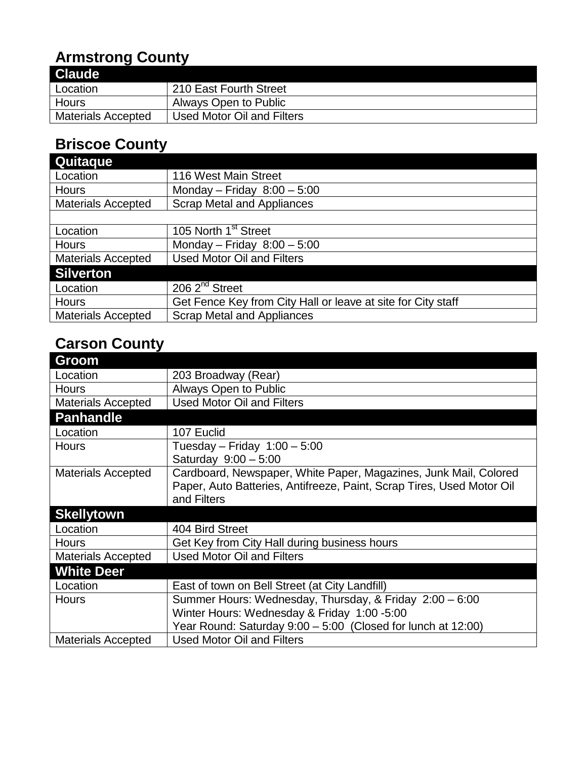## Armstrong County

| Claude | |
|---|---|
| Location | 210 East Fourth Street |
| Hours | Always Open to Public |
| Materials Accepted | Used Motor Oil and Filters |

## Briscoe County

| Quitaque | |
|---|---|
| Location | 116 West Main Street |
| Hours | Monday – Friday 8:00 – 5:00 |
| Materials Accepted | Scrap Metal and Appliances |
| | |
| Location | 105 North 1st Street |
| Hours | Monday – Friday 8:00 – 5:00 |
| Materials Accepted | Used Motor Oil and Filters |
| **Silverton** | |
| Location | 206 2nd Street |
| Hours | Get Fence Key from City Hall or leave at site for City staff |
| Materials Accepted | Scrap Metal and Appliances |

## Carson County

| Groom | |
|---|---|
| Location | 203 Broadway (Rear) |
| Hours | Always Open to Public |
| Materials Accepted | Used Motor Oil and Filters |
| **Panhandle** | |
| Location | 107 Euclid |
| Hours | Tuesday – Friday 1:00 – 5:00<br>Saturday 9:00 – 5:00 |
| Materials Accepted | Cardboard, Newspaper, White Paper, Magazines, Junk Mail, Colored Paper, Auto Batteries, Antifreeze, Paint, Scrap Tires, Used Motor Oil and Filters |
| **Skellytown** | |
| Location | 404 Bird Street |
| Hours | Get Key from City Hall during business hours |
| Materials Accepted | Used Motor Oil and Filters |
| **White Deer** | |
| Location | East of town on Bell Street (at City Landfill) |
| Hours | Summer Hours: Wednesday, Thursday, & Friday 2:00 – 6:00<br>Winter Hours: Wednesday & Friday 1:00 -5:00<br>Year Round: Saturday 9:00 – 5:00 (Closed for lunch at 12:00) |
| Materials Accepted | Used Motor Oil and Filters |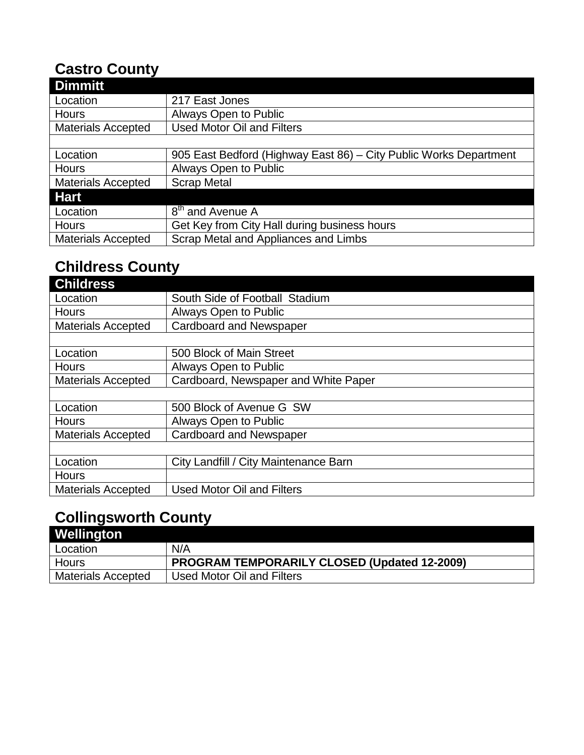## Castro County

| Dimmitt | |
|---|---|
| Location | 217 East Jones |
| Hours | Always Open to Public |
| Materials Accepted | Used Motor Oil and Filters |
| | |
| Location | 905 East Bedford (Highway East 86) – City Public Works Department |
| Hours | Always Open to Public |
| Materials Accepted | Scrap Metal |

| Hart | |
|---|---|
| Location | 8th and Avenue A |
| Hours | Get Key from City Hall during business hours |
| Materials Accepted | Scrap Metal and Appliances and Limbs |

## Childress County

| Childress | |
|---|---|
| Location | South Side of Football Stadium |
| Hours | Always Open to Public |
| Materials Accepted | Cardboard and Newspaper |
| | |
| Location | 500 Block of Main Street |
| Hours | Always Open to Public |
| Materials Accepted | Cardboard, Newspaper and White Paper |
| | |
| Location | 500 Block of Avenue G SW |
| Hours | Always Open to Public |
| Materials Accepted | Cardboard and Newspaper |
| | |
| Location | City Landfill / City Maintenance Barn |
| Hours | |
| Materials Accepted | Used Motor Oil and Filters |

## Collingsworth County

| Wellington | |
|---|---|
| Location | N/A |
| Hours | **PROGRAM TEMPORARILY CLOSED (Updated 12-2009)** |
| Materials Accepted | Used Motor Oil and Filters |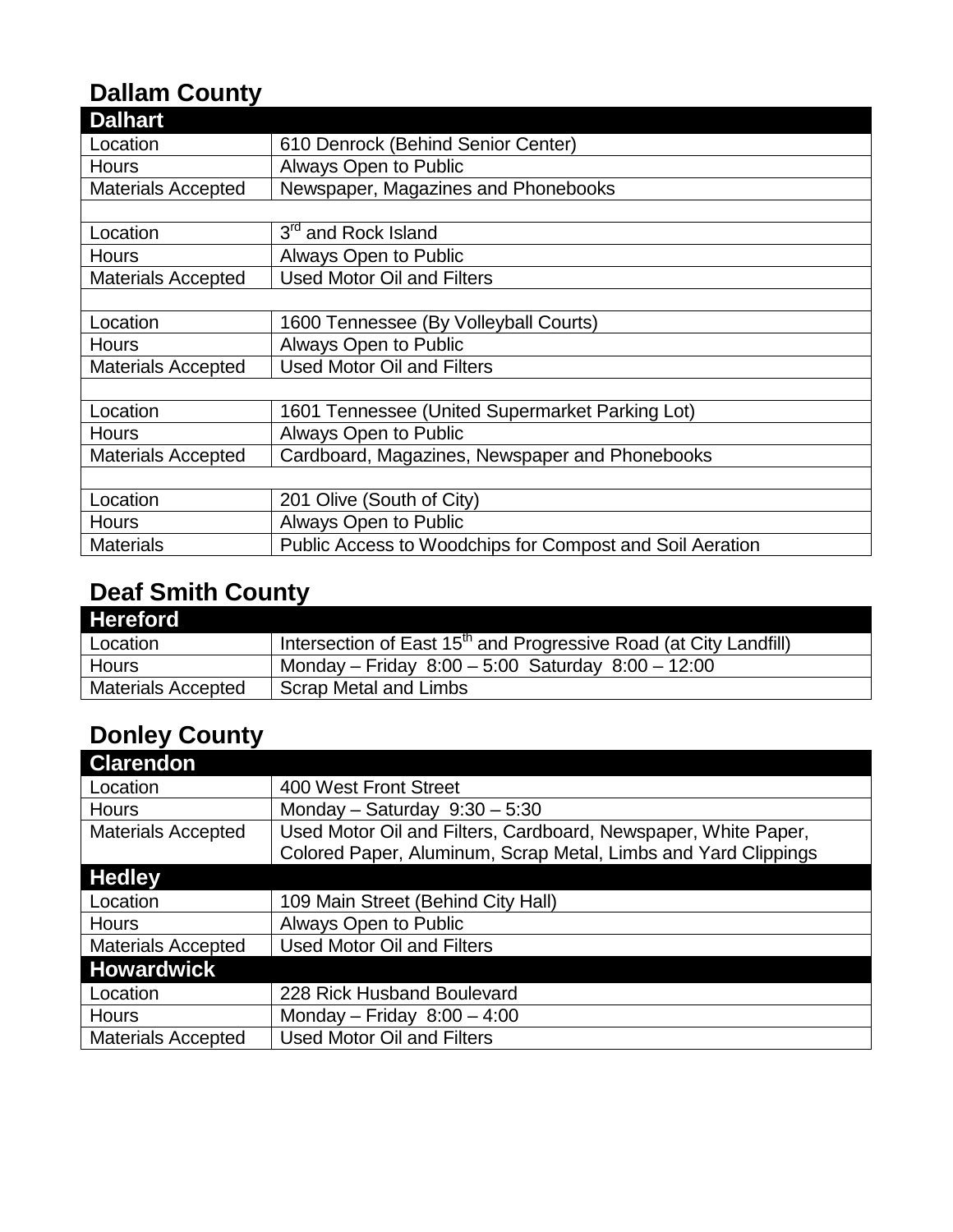## Dallam County

| Dalhart | |
|---|---|
| Location | 610 Denrock (Behind Senior Center) |
| Hours | Always Open to Public |
| Materials Accepted | Newspaper, Magazines and Phonebooks |
| | |
| Location | 3rd and Rock Island |
| Hours | Always Open to Public |
| Materials Accepted | Used Motor Oil and Filters |
| | |
| Location | 1600 Tennessee (By Volleyball Courts) |
| Hours | Always Open to Public |
| Materials Accepted | Used Motor Oil and Filters |
| | |
| Location | 1601 Tennessee (United Supermarket Parking Lot) |
| Hours | Always Open to Public |
| Materials Accepted | Cardboard, Magazines, Newspaper and Phonebooks |
| | |
| Location | 201 Olive (South of City) |
| Hours | Always Open to Public |
| Materials | Public Access to Woodchips for Compost and Soil Aeration |

## Deaf Smith County

| Hereford | |
|---|---|
| Location | Intersection of East 15th and Progressive Road (at City Landfill) |
| Hours | Monday – Friday 8:00 – 5:00 Saturday 8:00 – 12:00 |
| Materials Accepted | Scrap Metal and Limbs |

## Donley County

| Clarendon | |
|---|---|
| Location | 400 West Front Street |
| Hours | Monday – Saturday 9:30 – 5:30 |
| Materials Accepted | Used Motor Oil and Filters, Cardboard, Newspaper, White Paper, Colored Paper, Aluminum, Scrap Metal, Limbs and Yard Clippings |
| **Hedley** | |
| Location | 109 Main Street (Behind City Hall) |
| Hours | Always Open to Public |
| Materials Accepted | Used Motor Oil and Filters |
| **Howardwick** | |
| Location | 228 Rick Husband Boulevard |
| Hours | Monday – Friday 8:00 – 4:00 |
| Materials Accepted | Used Motor Oil and Filters |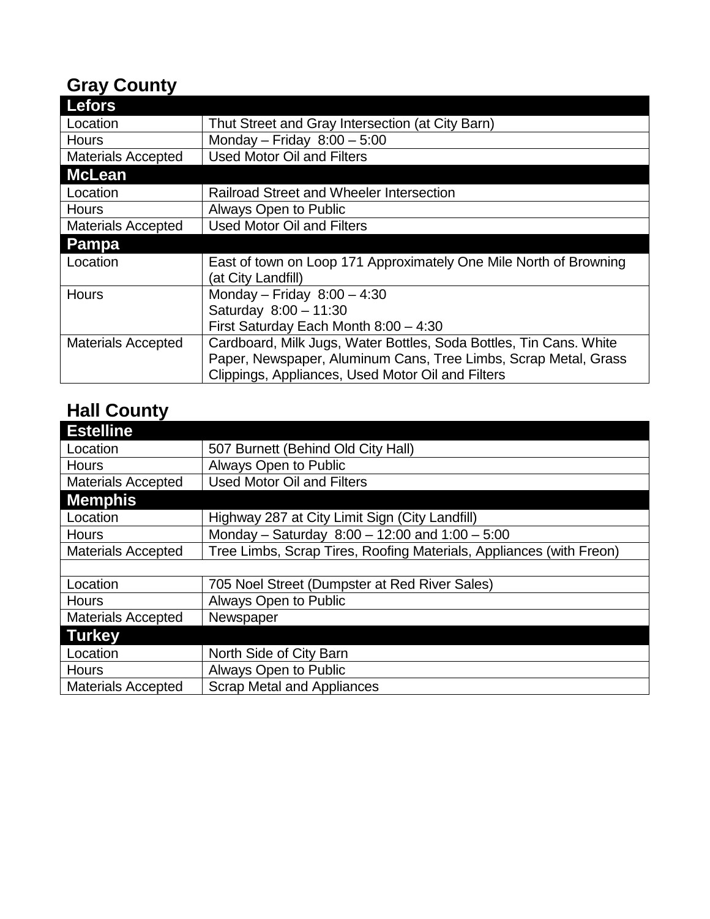## Gray County

| Lefors | |
|---|---|
| Location | Thut Street and Gray Intersection (at City Barn) |
| Hours | Monday – Friday 8:00 – 5:00 |
| Materials Accepted | Used Motor Oil and Filters |
| **McLean** | |
| Location | Railroad Street and Wheeler Intersection |
| Hours | Always Open to Public |
| Materials Accepted | Used Motor Oil and Filters |
| **Pampa** | |
| Location | East of town on Loop 171 Approximately One Mile North of Browning (at City Landfill) |
| Hours | Monday – Friday 8:00 – 4:30<br>Saturday 8:00 – 11:30<br>First Saturday Each Month 8:00 – 4:30 |
| Materials Accepted | Cardboard, Milk Jugs, Water Bottles, Soda Bottles, Tin Cans. White Paper, Newspaper, Aluminum Cans, Tree Limbs, Scrap Metal, Grass Clippings, Appliances, Used Motor Oil and Filters |

## Hall County

| Estelline | |
|---|---|
| Location | 507 Burnett (Behind Old City Hall) |
| Hours | Always Open to Public |
| Materials Accepted | Used Motor Oil and Filters |
| **Memphis** | |
| Location | Highway 287 at City Limit Sign (City Landfill) |
| Hours | Monday – Saturday 8:00 – 12:00 and 1:00 – 5:00 |
| Materials Accepted | Tree Limbs, Scrap Tires, Roofing Materials, Appliances (with Freon) |
| | |
| Location | 705 Noel Street (Dumpster at Red River Sales) |
| Hours | Always Open to Public |
| Materials Accepted | Newspaper |
| **Turkey** | |
| Location | North Side of City Barn |
| Hours | Always Open to Public |
| Materials Accepted | Scrap Metal and Appliances |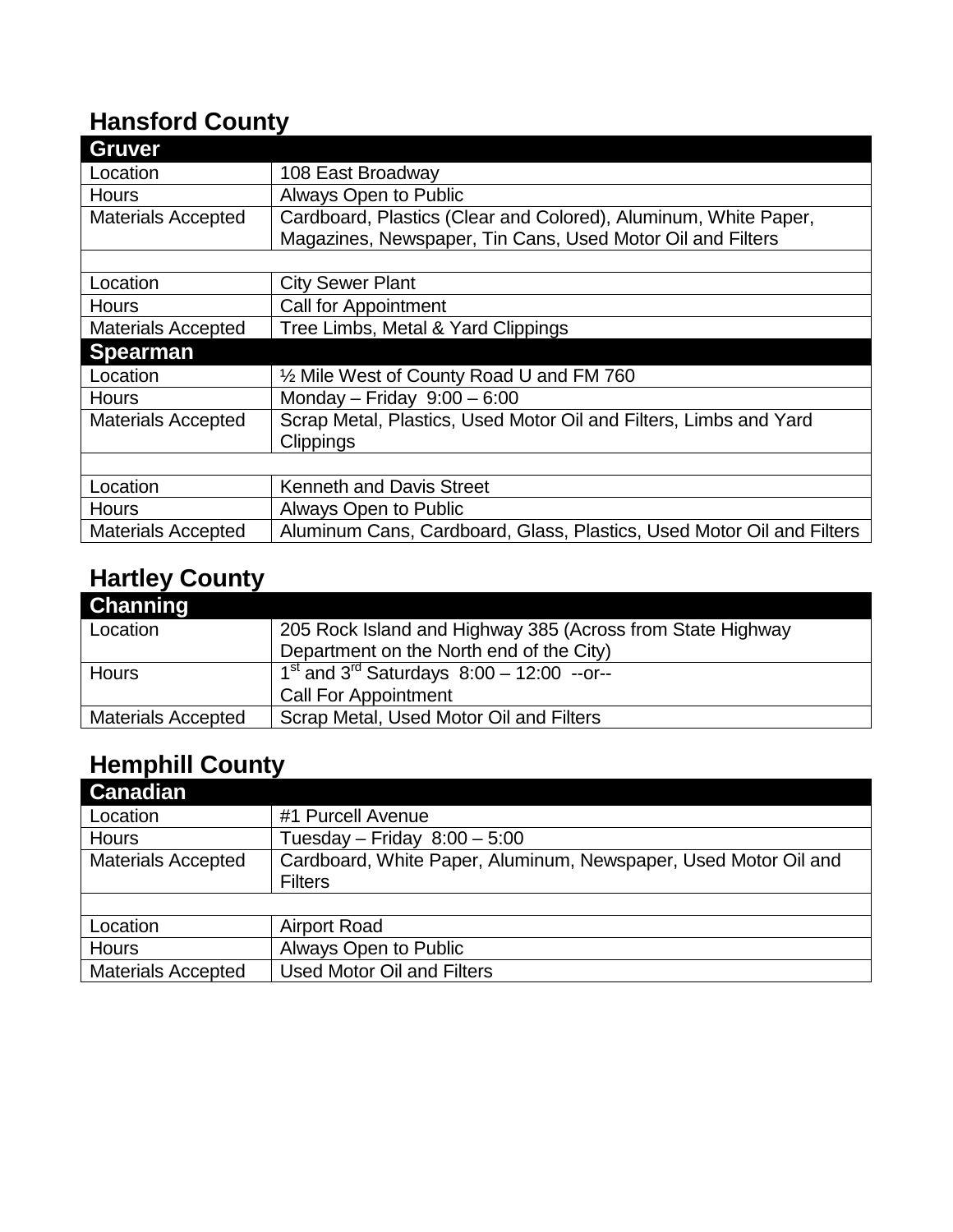## Hansford County

| Gruver | |
|---|---|
| Location | 108 East Broadway |
| Hours | Always Open to Public |
| Materials Accepted | Cardboard, Plastics (Clear and Colored), Aluminum, White Paper, Magazines, Newspaper, Tin Cans, Used Motor Oil and Filters |
| | |
| Location | City Sewer Plant |
| Hours | Call for Appointment |
| Materials Accepted | Tree Limbs, Metal & Yard Clippings |
| **Spearman** | |
| Location | ½ Mile West of County Road U and FM 760 |
| Hours | Monday – Friday 9:00 – 6:00 |
| Materials Accepted | Scrap Metal, Plastics, Used Motor Oil and Filters, Limbs and Yard Clippings |
| | |
| Location | Kenneth and Davis Street |
| Hours | Always Open to Public |
| Materials Accepted | Aluminum Cans, Cardboard, Glass, Plastics, Used Motor Oil and Filters |

## Hartley County

| Channing | |
|---|---|
| Location | 205 Rock Island and Highway 385 (Across from State Highway Department on the North end of the City) |
| Hours | 1st and 3rd Saturdays 8:00 – 12:00 --or-- Call For Appointment |
| Materials Accepted | Scrap Metal, Used Motor Oil and Filters |

## Hemphill County

| Canadian | |
|---|---|
| Location | #1 Purcell Avenue |
| Hours | Tuesday – Friday 8:00 – 5:00 |
| Materials Accepted | Cardboard, White Paper, Aluminum, Newspaper, Used Motor Oil and Filters |
| | |
| Location | Airport Road |
| Hours | Always Open to Public |
| Materials Accepted | Used Motor Oil and Filters |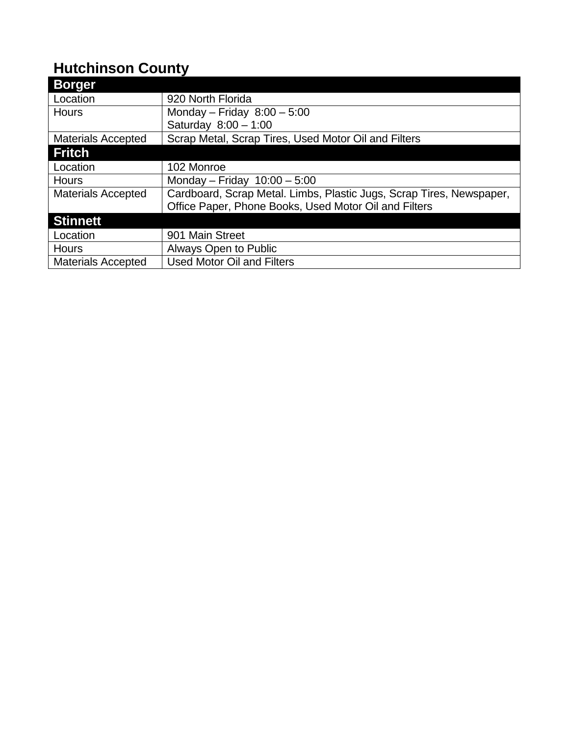## Hutchinson County

| **Borger** | |
|---|---|
| Location | 920 North Florida |
| Hours | Monday – Friday 8:00 – 5:00<br>Saturday 8:00 – 1:00 |
| Materials Accepted | Scrap Metal, Scrap Tires, Used Motor Oil and Filters |
| **Fritch** | |
| Location | 102 Monroe |
| Hours | Monday – Friday 10:00 – 5:00 |
| Materials Accepted | Cardboard, Scrap Metal. Limbs, Plastic Jugs, Scrap Tires, Newspaper, Office Paper, Phone Books, Used Motor Oil and Filters |
| **Stinnett** | |
| Location | 901 Main Street |
| Hours | Always Open to Public |
| Materials Accepted | Used Motor Oil and Filters |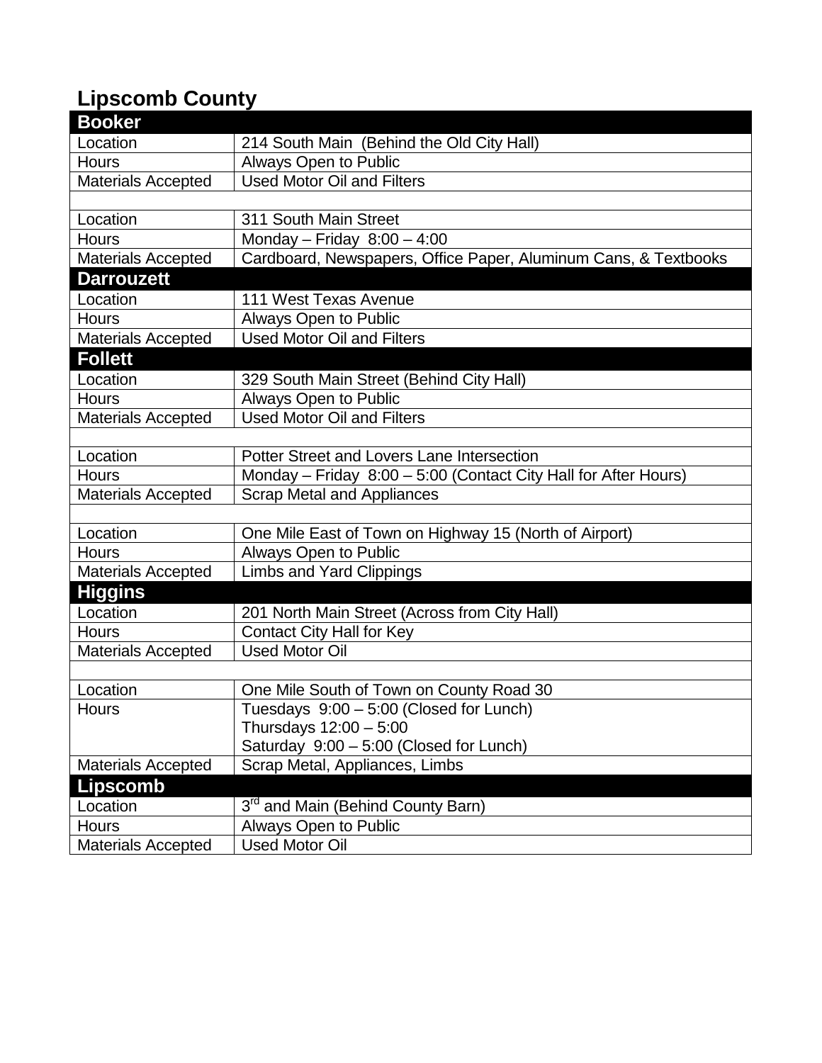## Lipscomb County

| Booker | |
|---|---|
| Location | 214 South Main (Behind the Old City Hall) |
| Hours | Always Open to Public |
| Materials Accepted | Used Motor Oil and Filters |
| | |
| Location | 311 South Main Street |
| Hours | Monday – Friday 8:00 – 4:00 |
| Materials Accepted | Cardboard, Newspapers, Office Paper, Aluminum Cans, & Textbooks |
| **Darrouzett** | |
| Location | 111 West Texas Avenue |
| Hours | Always Open to Public |
| Materials Accepted | Used Motor Oil and Filters |
| **Follett** | |
| Location | 329 South Main Street (Behind City Hall) |
| Hours | Always Open to Public |
| Materials Accepted | Used Motor Oil and Filters |
| | |
| Location | Potter Street and Lovers Lane Intersection |
| Hours | Monday – Friday 8:00 – 5:00 (Contact City Hall for After Hours) |
| Materials Accepted | Scrap Metal and Appliances |
| | |
| Location | One Mile East of Town on Highway 15 (North of Airport) |
| Hours | Always Open to Public |
| Materials Accepted | Limbs and Yard Clippings |
| **Higgins** | |
| Location | 201 North Main Street (Across from City Hall) |
| Hours | Contact City Hall for Key |
| Materials Accepted | Used Motor Oil |
| | |
| Location | One Mile South of Town on County Road 30 |
| Hours | Tuesdays 9:00 – 5:00 (Closed for Lunch)<br>Thursdays 12:00 – 5:00<br>Saturday 9:00 – 5:00 (Closed for Lunch) |
| Materials Accepted | Scrap Metal, Appliances, Limbs |
| **Lipscomb** | |
| Location | 3rd and Main (Behind County Barn) |
| Hours | Always Open to Public |
| Materials Accepted | Used Motor Oil |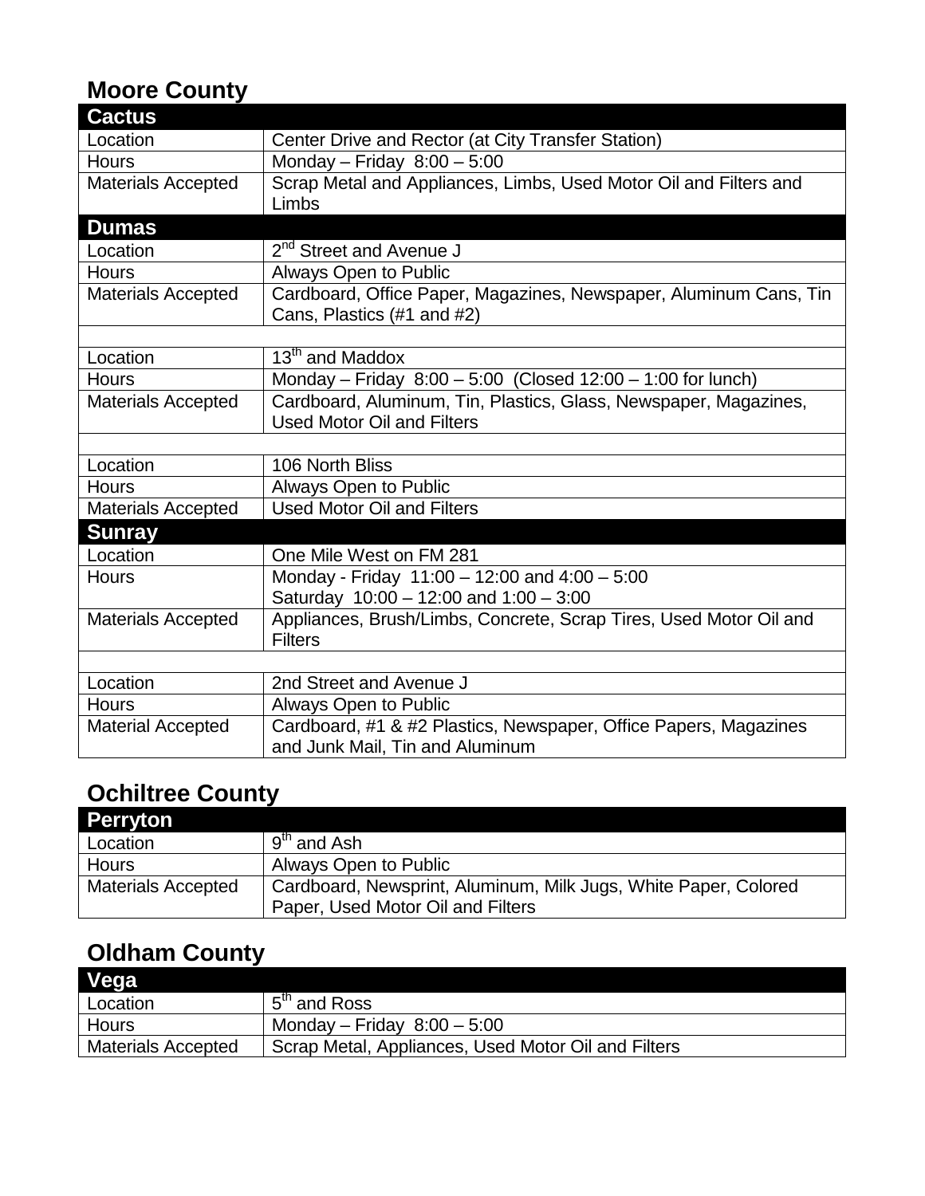## Moore County

| **Cactus** | |
|---|---|
| Location | Center Drive and Rector (at City Transfer Station) |
| Hours | Monday – Friday 8:00 – 5:00 |
| Materials Accepted | Scrap Metal and Appliances, Limbs, Used Motor Oil and Filters and Limbs |
| **Dumas** | |
| Location | 2nd Street and Avenue J |
| Hours | Always Open to Public |
| Materials Accepted | Cardboard, Office Paper, Magazines, Newspaper, Aluminum Cans, Tin Cans, Plastics (#1 and #2) |
| | |
| Location | 13th and Maddox |
| Hours | Monday – Friday 8:00 – 5:00 (Closed 12:00 – 1:00 for lunch) |
| Materials Accepted | Cardboard, Aluminum, Tin, Plastics, Glass, Newspaper, Magazines, Used Motor Oil and Filters |
| | |
| Location | 106 North Bliss |
| Hours | Always Open to Public |
| Materials Accepted | Used Motor Oil and Filters |
| **Sunray** | |
| Location | One Mile West on FM 281 |
| Hours | Monday - Friday 11:00 – 12:00 and 4:00 – 5:00<br>Saturday 10:00 – 12:00 and 1:00 – 3:00 |
| Materials Accepted | Appliances, Brush/Limbs, Concrete, Scrap Tires, Used Motor Oil and Filters |
| | |
| Location | 2nd Street and Avenue J |
| Hours | Always Open to Public |
| Material Accepted | Cardboard, #1 & #2 Plastics, Newspaper, Office Papers, Magazines and Junk Mail, Tin and Aluminum |

## Ochiltree County

| **Perryton** | |
|---|---|
| Location | 9th and Ash |
| Hours | Always Open to Public |
| Materials Accepted | Cardboard, Newsprint, Aluminum, Milk Jugs, White Paper, Colored Paper, Used Motor Oil and Filters |

## Oldham County

| **Vega** | |
|---|---|
| Location | 5th and Ross |
| Hours | Monday – Friday 8:00 – 5:00 |
| Materials Accepted | Scrap Metal, Appliances, Used Motor Oil and Filters |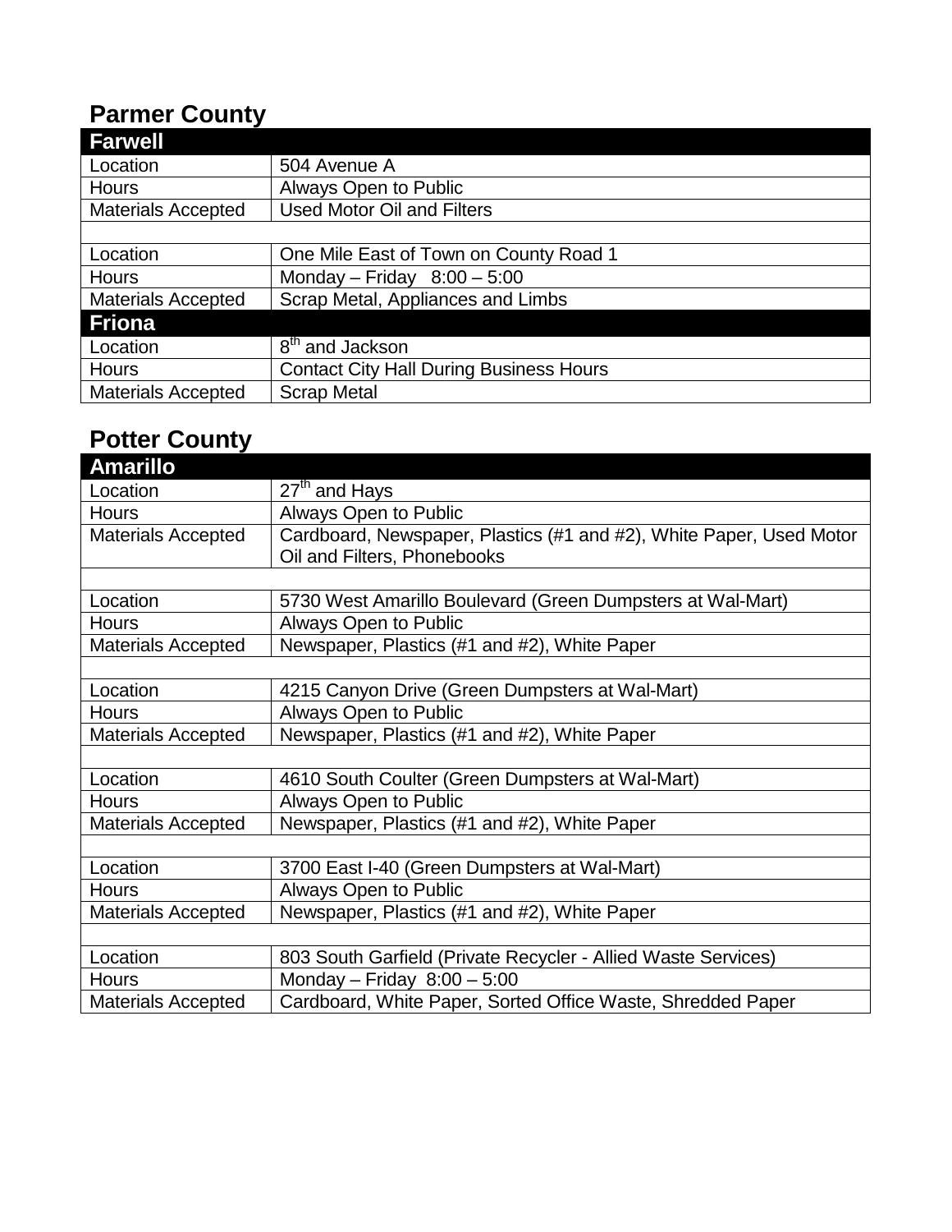## Parmer County

| Farwell | |
|---|---|
| Location | 504 Avenue A |
| Hours | Always Open to Public |
| Materials Accepted | Used Motor Oil and Filters |
| | |
| Location | One Mile East of Town on County Road 1 |
| Hours | Monday – Friday 8:00 – 5:00 |
| Materials Accepted | Scrap Metal, Appliances and Limbs |
| **Friona** | |
| Location | 8th and Jackson |
| Hours | Contact City Hall During Business Hours |
| Materials Accepted | Scrap Metal |

## Potter County

| Amarillo | |
|---|---|
| Location | 27th and Hays |
| Hours | Always Open to Public |
| Materials Accepted | Cardboard, Newspaper, Plastics (#1 and #2), White Paper, Used Motor Oil and Filters, Phonebooks |
| | |
| Location | 5730 West Amarillo Boulevard (Green Dumpsters at Wal-Mart) |
| Hours | Always Open to Public |
| Materials Accepted | Newspaper, Plastics (#1 and #2), White Paper |
| | |
| Location | 4215 Canyon Drive (Green Dumpsters at Wal-Mart) |
| Hours | Always Open to Public |
| Materials Accepted | Newspaper, Plastics (#1 and #2), White Paper |
| | |
| Location | 4610 South Coulter (Green Dumpsters at Wal-Mart) |
| Hours | Always Open to Public |
| Materials Accepted | Newspaper, Plastics (#1 and #2), White Paper |
| | |
| Location | 3700 East I-40 (Green Dumpsters at Wal-Mart) |
| Hours | Always Open to Public |
| Materials Accepted | Newspaper, Plastics (#1 and #2), White Paper |
| | |
| Location | 803 South Garfield (Private Recycler - Allied Waste Services) |
| Hours | Monday – Friday 8:00 – 5:00 |
| Materials Accepted | Cardboard, White Paper, Sorted Office Waste, Shredded Paper |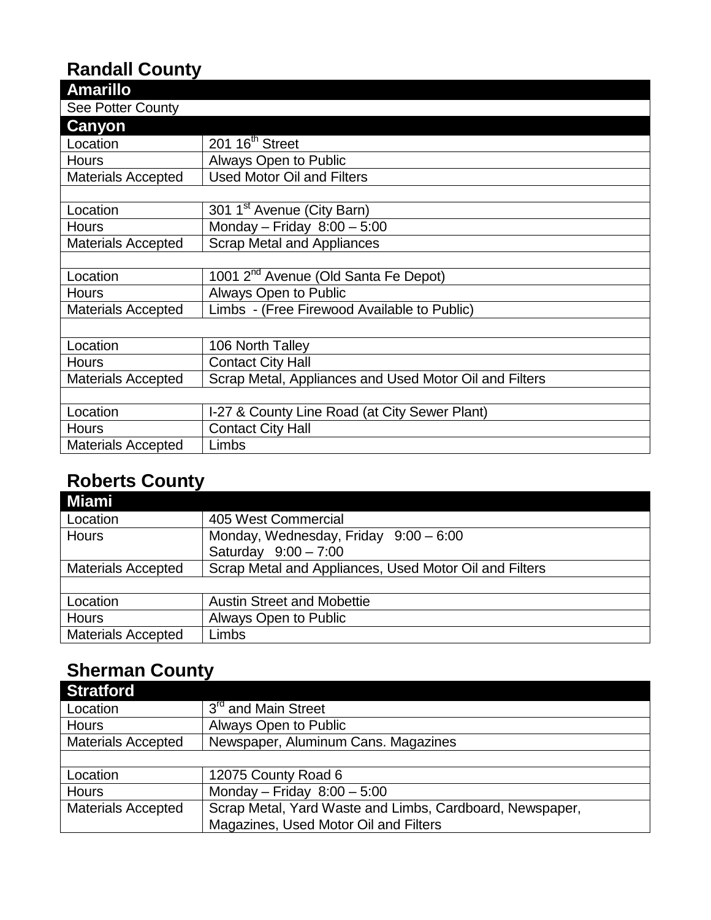## Randall County

| **Amarillo** | |
|---|---|
| See Potter County | |
| **Canyon** | |
| Location | 201 16th Street |
| Hours | Always Open to Public |
| Materials Accepted | Used Motor Oil and Filters |
| | |
| Location | 301 1st Avenue (City Barn) |
| Hours | Monday – Friday 8:00 – 5:00 |
| Materials Accepted | Scrap Metal and Appliances |
| | |
| Location | 1001 2nd Avenue (Old Santa Fe Depot) |
| Hours | Always Open to Public |
| Materials Accepted | Limbs - (Free Firewood Available to Public) |
| | |
| Location | 106 North Talley |
| Hours | Contact City Hall |
| Materials Accepted | Scrap Metal, Appliances and Used Motor Oil and Filters |
| | |
| Location | I-27 & County Line Road (at City Sewer Plant) |
| Hours | Contact City Hall |
| Materials Accepted | Limbs |

## Roberts County

| **Miami** | |
|---|---|
| Location | 405 West Commercial |
| Hours | Monday, Wednesday, Friday 9:00 – 6:00<br>Saturday 9:00 – 7:00 |
| Materials Accepted | Scrap Metal and Appliances, Used Motor Oil and Filters |
| | |
| Location | Austin Street and Mobettie |
| Hours | Always Open to Public |
| Materials Accepted | Limbs |

## Sherman County

| **Stratford** | |
|---|---|
| Location | 3rd and Main Street |
| Hours | Always Open to Public |
| Materials Accepted | Newspaper, Aluminum Cans. Magazines |
| | |
| Location | 12075 County Road 6 |
| Hours | Monday – Friday 8:00 – 5:00 |
| Materials Accepted | Scrap Metal, Yard Waste and Limbs, Cardboard, Newspaper, Magazines, Used Motor Oil and Filters |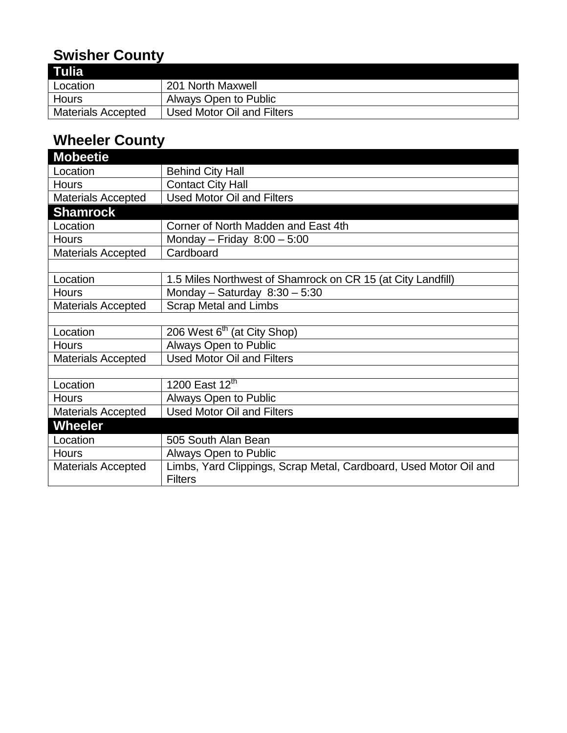## Swisher County

| Tulia | |
|---|---|
| Location | 201 North Maxwell |
| Hours | Always Open to Public |
| Materials Accepted | Used Motor Oil and Filters |

## Wheeler County

| Mobeetie | |
|---|---|
| Location | Behind City Hall |
| Hours | Contact City Hall |
| Materials Accepted | Used Motor Oil and Filters |
| **Shamrock** | |
| Location | Corner of North Madden and East 4th |
| Hours | Monday – Friday 8:00 – 5:00 |
| Materials Accepted | Cardboard |
| | |
| Location | 1.5 Miles Northwest of Shamrock on CR 15 (at City Landfill) |
| Hours | Monday – Saturday 8:30 – 5:30 |
| Materials Accepted | Scrap Metal and Limbs |
| | |
| Location | 206 West 6th (at City Shop) |
| Hours | Always Open to Public |
| Materials Accepted | Used Motor Oil and Filters |
| | |
| Location | 1200 East 12th |
| Hours | Always Open to Public |
| Materials Accepted | Used Motor Oil and Filters |
| **Wheeler** | |
| Location | 505 South Alan Bean |
| Hours | Always Open to Public |
| Materials Accepted | Limbs, Yard Clippings, Scrap Metal, Cardboard, Used Motor Oil and Filters |